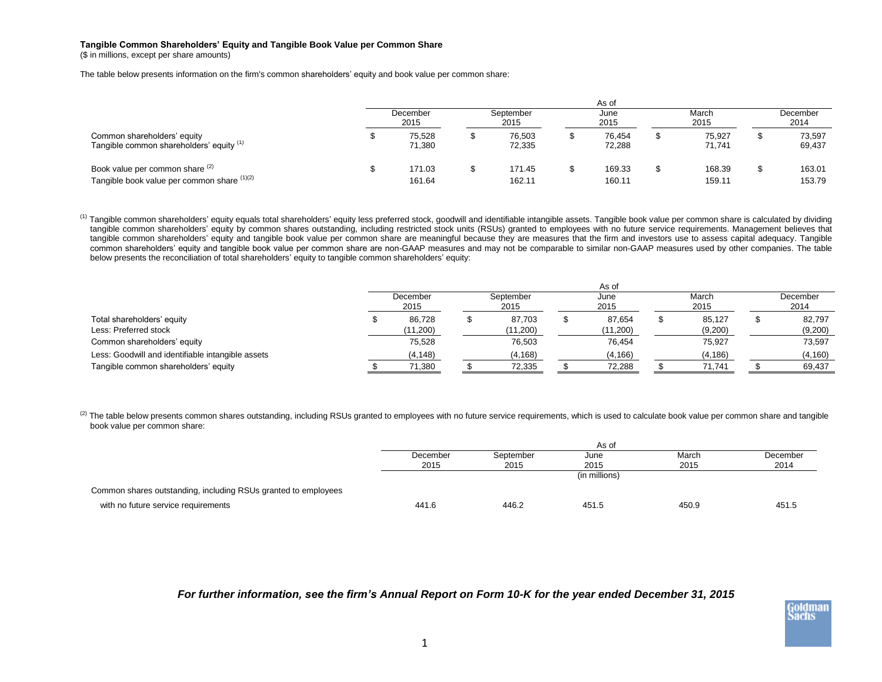**Tangible Common Shareholders' Equity and Tangible Book Value per Common Share**
($ in millions, except per share amounts)

The table below presents information on the firm's common shareholders' equity and book value per common share:

| | As of | | | | |
|---|---|---|---|---|---|
| | December 2015 | September 2015 | June 2015 | March 2015 | December 2014 |
| Common shareholders' equity | $ 75,528 | $ 76,503 | $ 76,454 | $ 75,927 | $ 73,597 |
| Tangible common shareholders' equity [(1)] | 71,380 | 72,335 | 72,288 | 71,741 | 69,437 |
| Book value per common share [(2)] | $ 171.03 | $ 171.45 | $ 169.33 | $ 168.39 | $ 163.01 |
| Tangible book value per common share [(1)(2)] | 161.64 | 162.11 | 160.11 | 159.11 | 153.79 |

[(1)] Tangible common shareholders' equity equals total shareholders' equity less preferred stock, goodwill and identifiable intangible assets. Tangible book value per common share is calculated by dividing tangible common shareholders' equity by common shares outstanding, including restricted stock units (RSUs) granted to employees with no future service requirements. Management believes that tangible common shareholders' equity and tangible book value per common share are meaningful because they are measures that the firm and investors use to assess capital adequacy. Tangible common shareholders' equity and tangible book value per common share are non-GAAP measures and may not be comparable to similar non-GAAP measures used by other companies. The table below presents the reconciliation of total shareholders' equity to tangible common shareholders' equity:

| | As of | | | | |
|---|---|---|---|---|---|
| | December 2015 | September 2015 | June 2015 | March 2015 | December 2014 |
| Total shareholders' equity | $ 86,728 | $ 87,703 | $ 87,654 | $ 85,127 | $ 82,797 |
| Less: Preferred stock | (11,200) | (11,200) | (11,200) | (9,200) | (9,200) |
| Common shareholders' equity | 75,528 | 76,503 | 76,454 | 75,927 | 73,597 |
| Less: Goodwill and identifiable intangible assets | (4,148) | (4,168) | (4,166) | (4,186) | (4,160) |
| Tangible common shareholders' equity | $ 71,380 | $ 72,335 | $ 72,288 | $ 71,741 | $ 69,437 |

[(2)] The table below presents common shares outstanding, including RSUs granted to employees with no future service requirements, which is used to calculate book value per common share and tangible book value per common share:

| | As of | | | | |
|---|---|---|---|---|---|
| | December 2015 | September 2015 | June 2015 | March 2015 | December 2014 |
| | | | (in millions) | | |
| Common shares outstanding, including RSUs granted to employees with no future service requirements | 441.6 | 446.2 | 451.5 | 450.9 | 451.5 |

***For further information, see the firm's Annual Report on Form 10-K for the year ended December 31, 2015***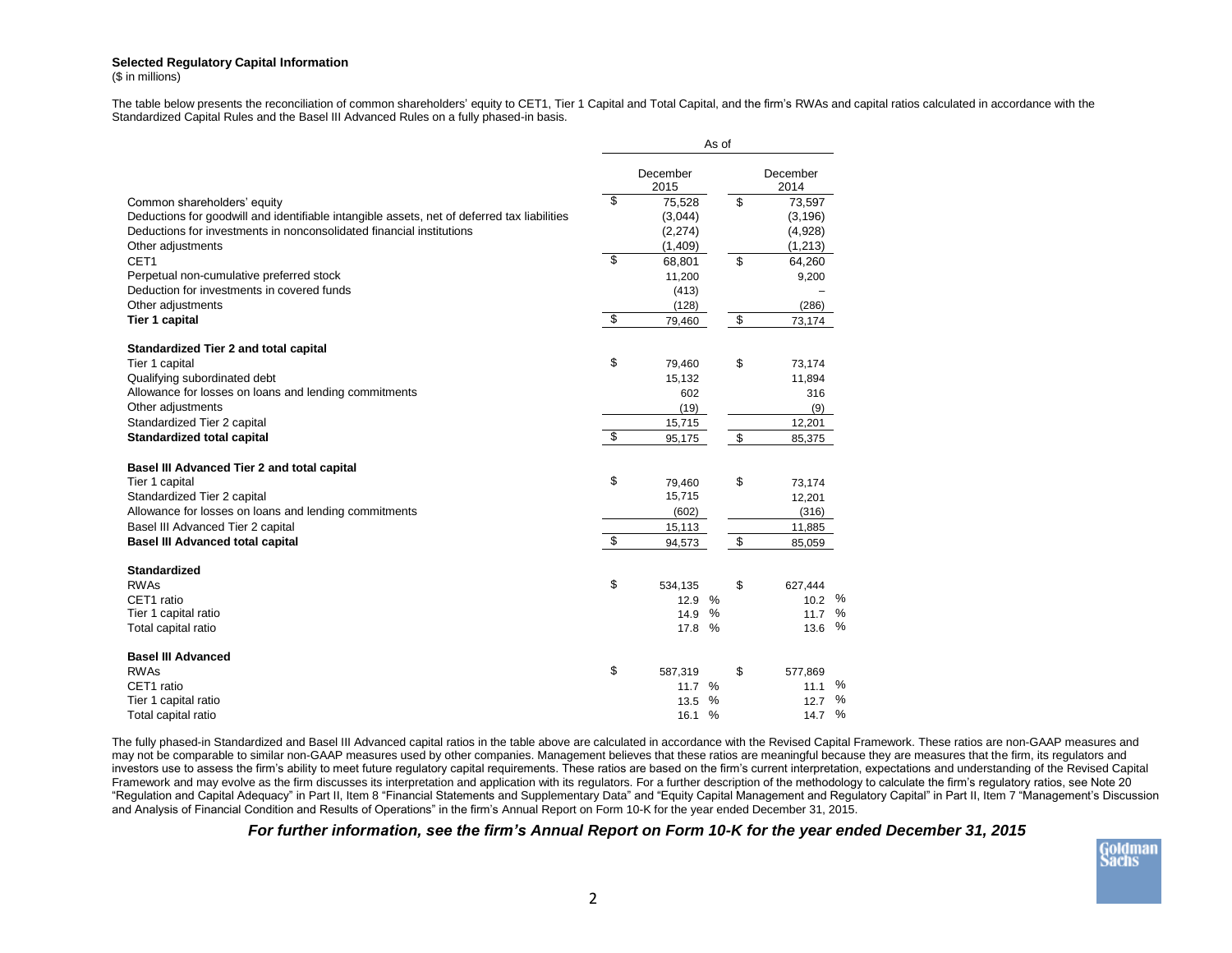**Selected Regulatory Capital Information**
($ in millions)

The table below presents the reconciliation of common shareholders' equity to CET1, Tier 1 Capital and Total Capital, and the firm's RWAs and capital ratios calculated in accordance with the Standardized Capital Rules and the Basel III Advanced Rules on a fully phased-in basis.

| | As of | |
|---|---|---|
| | December 2015 | December 2014 |
| Common shareholders' equity | $ 75,528 | $ 73,597 |
| Deductions for goodwill and identifiable intangible assets, net of deferred tax liabilities | (3,044) | (3,196) |
| Deductions for investments in nonconsolidated financial institutions | (2,274) | (4,928) |
| Other adjustments | (1,409) | (1,213) |
| CET1 | $ 68,801 | $ 64,260 |
| Perpetual non-cumulative preferred stock | 11,200 | 9,200 |
| Deduction for investments in covered funds | (413) | – |
| Other adjustments | (128) | (286) |
| **Tier 1 capital** | $ 79,460 | $ 73,174 |
| **Standardized Tier 2 and total capital** | | |
| Tier 1 capital | $ 79,460 | $ 73,174 |
| Qualifying subordinated debt | 15,132 | 11,894 |
| Allowance for losses on loans and lending commitments | 602 | 316 |
| Other adjustments | (19) | (9) |
| Standardized Tier 2 capital | 15,715 | 12,201 |
| **Standardized total capital** | $ 95,175 | $ 85,375 |
| **Basel III Advanced Tier 2 and total capital** | | |
| Tier 1 capital | $ 79,460 | $ 73,174 |
| Standardized Tier 2 capital | 15,715 | 12,201 |
| Allowance for losses on loans and lending commitments | (602) | (316) |
| Basel III Advanced Tier 2 capital | 15,113 | 11,885 |
| **Basel III Advanced total capital** | $ 94,573 | $ 85,059 |
| **Standardized** | | |
| RWAs | $ 534,135 | $ 627,444 |
| CET1 ratio | 12.9 % | 10.2 % |
| Tier 1 capital ratio | 14.9 % | 11.7 % |
| Total capital ratio | 17.8 % | 13.6 % |
| **Basel III Advanced** | | |
| RWAs | $ 587,319 | $ 577,869 |
| CET1 ratio | 11.7 % | 11.1 % |
| Tier 1 capital ratio | 13.5 % | 12.7 % |
| Total capital ratio | 16.1 % | 14.7 % |

The fully phased-in Standardized and Basel III Advanced capital ratios in the table above are calculated in accordance with the Revised Capital Framework. These ratios are non-GAAP measures and may not be comparable to similar non-GAAP measures used by other companies. Management believes that these ratios are meaningful because they are measures that the firm, its regulators and investors use to assess the firm's ability to meet future regulatory capital requirements. These ratios are based on the firm's current interpretation, expectations and understanding of the Revised Capital Framework and may evolve as the firm discusses its interpretation and application with its regulators. For a further description of the methodology to calculate the firm's regulatory ratios, see Note 20 "Regulation and Capital Adequacy" in Part II, Item 8 "Financial Statements and Supplementary Data" and "Equity Capital Management and Regulatory Capital" in Part II, Item 7 "Management's Discussion and Analysis of Financial Condition and Results of Operations" in the firm's Annual Report on Form 10-K for the year ended December 31, 2015.

***For further information, see the firm's Annual Report on Form 10-K for the year ended December 31, 2015***